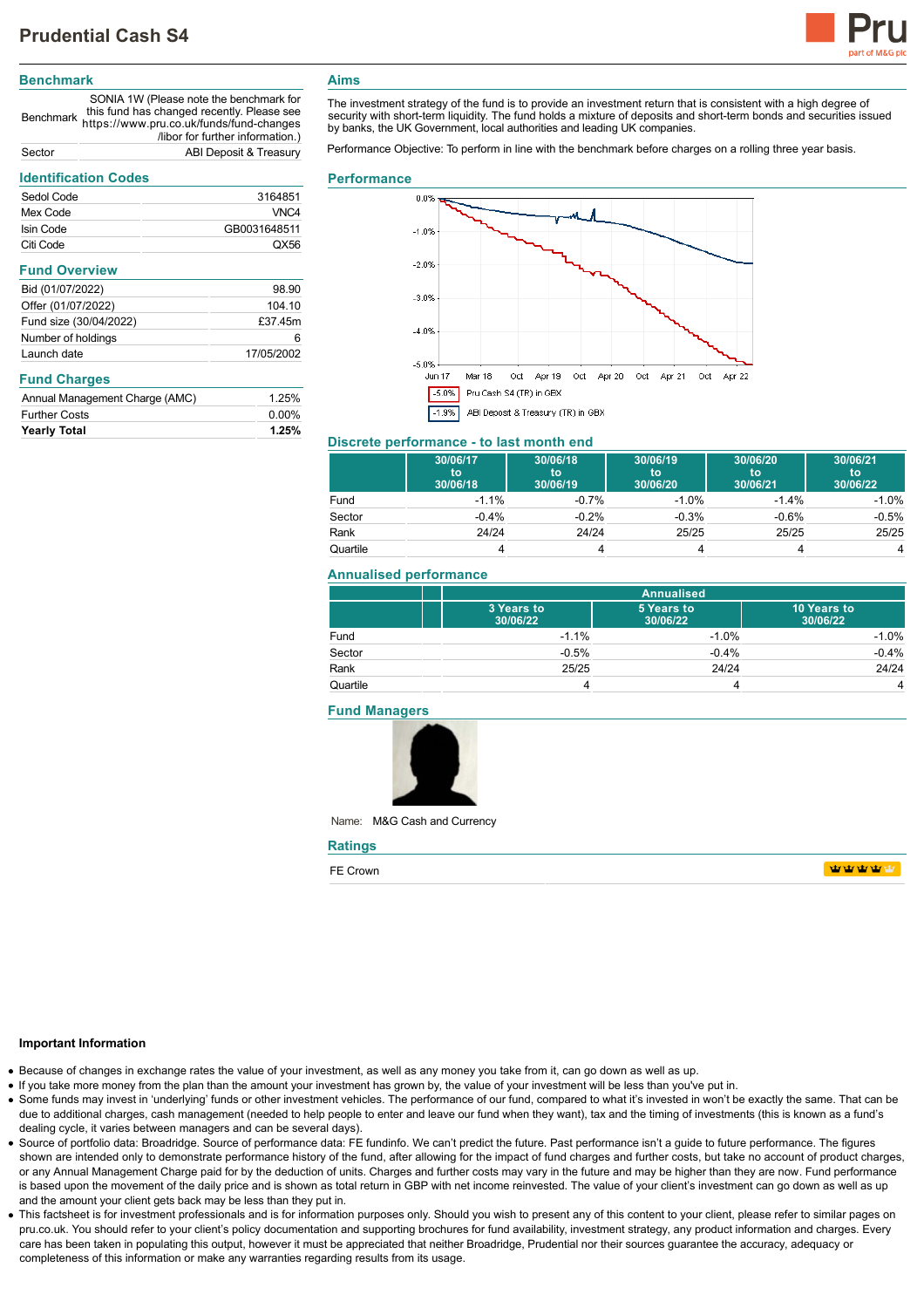# Prudential Cash S4

## Benchmark

| | |
|---|---|
| Benchmark | SONIA 1W (Please note the benchmark for this fund has changed recently. Please see https://www.pru.co.uk/funds/fund-changes /libor for further information.) |
| Sector | ABI Deposit & Treasury |

## Identification Codes

| | |
|---|---|
| Sedol Code | 3164851 |
| Mex Code | VNC4 |
| Isin Code | GB0031648511 |
| Citi Code | QX56 |

## Fund Overview

| | |
|---|---|
| Bid (01/07/2022) | 98.90 |
| Offer (01/07/2022) | 104.10 |
| Fund size (30/04/2022) | £37.45m |
| Number of holdings | 6 |
| Launch date | 17/05/2002 |

## Fund Charges

| | |
|---|---|
| Annual Management Charge (AMC) | 1.25% |
| Further Costs | 0.00% |
| **Yearly Total** | **1.25%** |

## Aims

The investment strategy of the fund is to provide an investment return that is consistent with a high degree of security with short-term liquidity. The fund holds a mixture of deposits and short-term bonds and securities issued by banks, the UK Government, local authorities and leading UK companies.

Performance Objective: To perform in line with the benchmark before charges on a rolling three year basis.

## Performance

-5.0% Pru Cash S4 (TR) in GBX

-1.9% ABI Deposit & Treasury (TR) in GBX

## Discrete performance - to last month end

| | 30/06/17 to 30/06/18 | 30/06/18 to 30/06/19 | 30/06/19 to 30/06/20 | 30/06/20 to 30/06/21 | 30/06/21 to 30/06/22 |
|---|---|---|---|---|---|
| Fund | -1.1% | -0.7% | -1.0% | -1.4% | -1.0% |
| Sector | -0.4% | -0.2% | -0.3% | -0.6% | -0.5% |
| Rank | 24/24 | 24/24 | 25/25 | 25/25 | 25/25 |
| Quartile | 4 | 4 | 4 | 4 | 4 |

## Annualised performance

| | Annualised | | |
|---|---|---|---|
| | 3 Years to 30/06/22 | 5 Years to 30/06/22 | 10 Years to 30/06/22 |
| Fund | -1.1% | -1.0% | -1.0% |
| Sector | -0.5% | -0.4% | -0.4% |
| Rank | 25/25 | 24/24 | 24/24 |
| Quartile | 4 | 4 | 4 |

## Fund Managers

Name: M&G Cash and Currency

## Ratings

FE Crown

### Important Information

- Because of changes in exchange rates the value of your investment, as well as any money you take from it, can go down as well as up.
- If you take more money from the plan than the amount your investment has grown by, the value of your investment will be less than you've put in.
- Some funds may invest in 'underlying' funds or other investment vehicles. The performance of our fund, compared to what it's invested in won't be exactly the same. That can be due to additional charges, cash management (needed to help people to enter and leave our fund when they want), tax and the timing of investments (this is known as a fund's dealing cycle, it varies between managers and can be several days).
- Source of portfolio data: Broadridge. Source of performance data: FE fundinfo. We can't predict the future. Past performance isn't a guide to future performance. The figures shown are intended only to demonstrate performance history of the fund, after allowing for fund charges and further costs, but take no account of product charges, or any Annual Management Charge paid for by the deduction of units. Charges and further costs may vary in the future and may be higher than they are now. Fund performance is based upon the movement of the daily price and is shown as total return in GBP with net income reinvested. The value of your client's investment can go down as well as up and the amount your client gets back may be less than they put in.
- This factsheet is for investment professionals and is for information purposes only. Should you wish to present any of this content to your client, please refer to similar pages on pru.co.uk. You should refer to your client's policy documentation and supporting brochures for fund availability, investment strategy, any product information and charges. Every care has been taken in populating this output, however it must be appreciated that neither Broadridge, Prudential nor their sources guarantee the accuracy, adequacy or completeness of this information or make any warranties regarding results from its usage.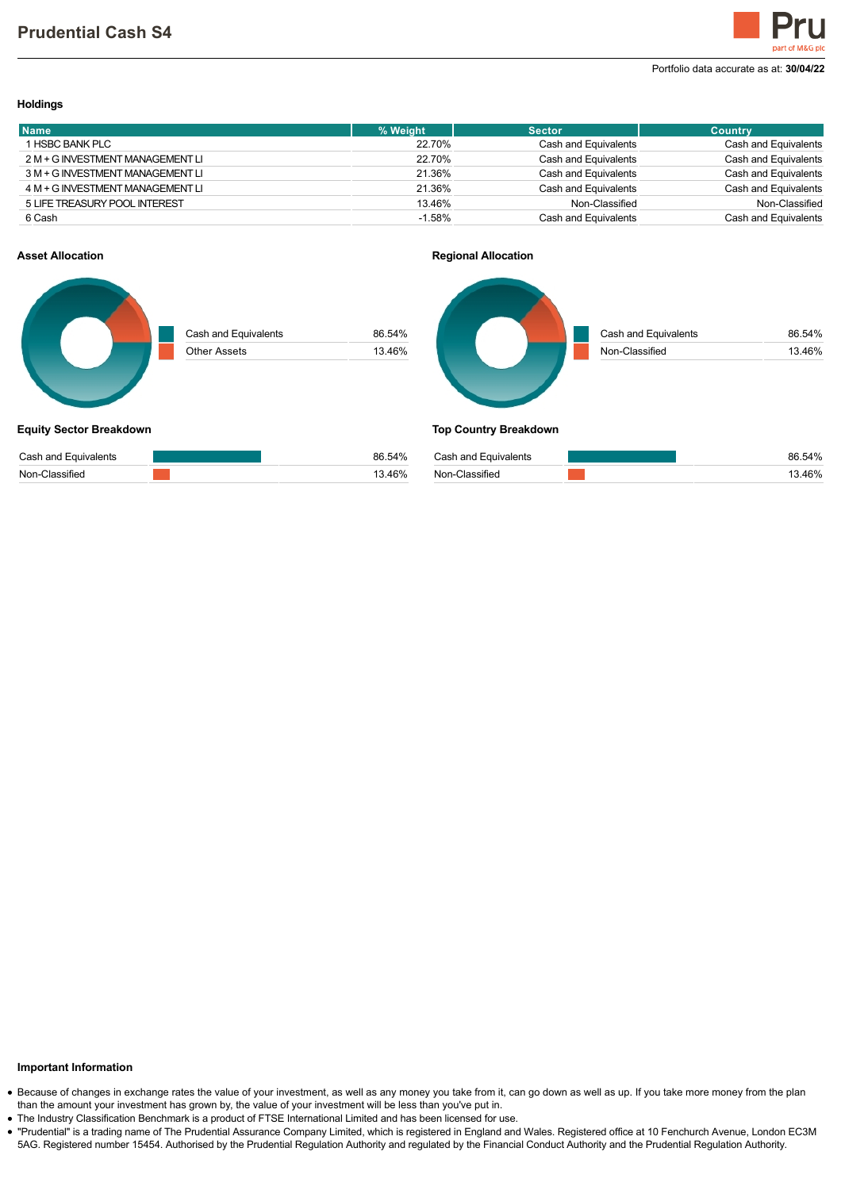# Prudential Cash S4

Portfolio data accurate as at: **30/04/22**

## Holdings

| Name | % Weight | Sector | Country |
|---|---|---|---|
| 1 HSBC BANK PLC | 22.70% | Cash and Equivalents | Cash and Equivalents |
| 2 M + G INVESTMENT MANAGEMENT LI | 22.70% | Cash and Equivalents | Cash and Equivalents |
| 3 M + G INVESTMENT MANAGEMENT LI | 21.36% | Cash and Equivalents | Cash and Equivalents |
| 4 M + G INVESTMENT MANAGEMENT LI | 21.36% | Cash and Equivalents | Cash and Equivalents |
| 5 LIFE TREASURY POOL INTEREST | 13.46% | Non-Classified | Non-Classified |
| 6 Cash | -1.58% | Cash and Equivalents | Cash and Equivalents |

## Asset Allocation

Cash and Equivalents 86.54%
Other Assets 13.46%

## Regional Allocation

Cash and Equivalents 86.54%
Non-Classified 13.46%

## Equity Sector Breakdown

Cash and Equivalents 86.54%
Non-Classified 13.46%

## Top Country Breakdown

Cash and Equivalents 86.54%
Non-Classified 13.46%

## Important Information

- Because of changes in exchange rates the value of your investment, as well as any money you take from it, can go down as well as up. If you take more money from the plan than the amount your investment has grown by, the value of your investment will be less than you've put in.
- The Industry Classification Benchmark is a product of FTSE International Limited and has been licensed for use.
- "Prudential" is a trading name of The Prudential Assurance Company Limited, which is registered in England and Wales. Registered office at 10 Fenchurch Avenue, London EC3M 5AG. Registered number 15454. Authorised by the Prudential Regulation Authority and regulated by the Financial Conduct Authority and the Prudential Regulation Authority.